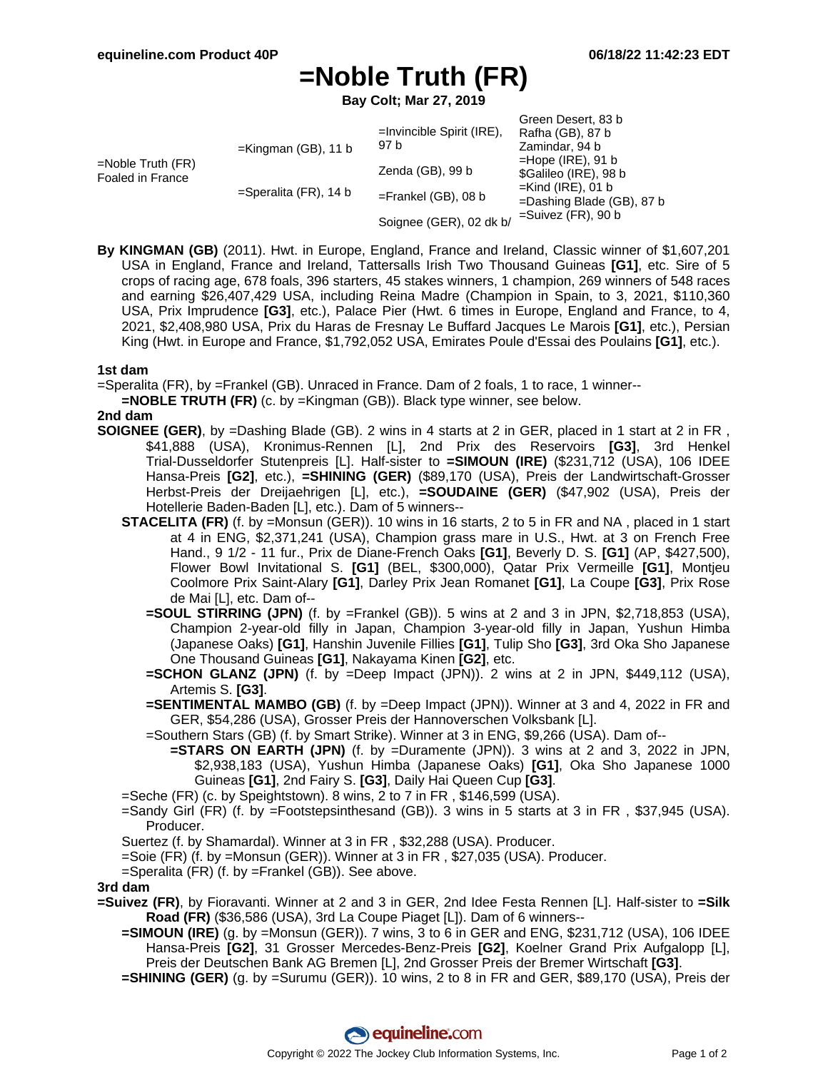# =Noble Truth (FR)

**Bay Colt; Mar 27, 2019**

| | | | |
|---|---|---|---|
| =Noble Truth (FR) Foaled in France | =Kingman (GB), 11 b | =Invincible Spirit (IRE), 97 b | Green Desert, 83 b |
| | | | Rafha (GB), 87 b |
| | | Zenda (GB), 99 b | Zamindar, 94 b |
| | | | =Hope (IRE), 91 b |
| | =Speralita (FR), 14 b | =Frankel (GB), 08 b | $Galileo (IRE), 98 b |
| | | | =Kind (IRE), 01 b |
| | | Soignee (GER), 02 dk b/ | =Dashing Blade (GB), 87 b |
| | | | =Suivez (FR), 90 b |

**By KINGMAN (GB)** (2011). Hwt. in Europe, England, France and Ireland, Classic winner of $1,607,201 USA in England, France and Ireland, Tattersalls Irish Two Thousand Guineas **[G1]**, etc. Sire of 5 crops of racing age, 678 foals, 396 starters, 45 stakes winners, 1 champion, 269 winners of 548 races and earning $26,407,429 USA, including Reina Madre (Champion in Spain, to 3, 2021, $110,360 USA, Prix Imprudence **[G3]**, etc.), Palace Pier (Hwt. 6 times in Europe, England and France, to 4, 2021, $2,408,980 USA, Prix du Haras de Fresnay Le Buffard Jacques Le Marois **[G1]**, etc.), Persian King (Hwt. in Europe and France, $1,792,052 USA, Emirates Poule d'Essai des Poulains **[G1]**, etc.).

### 1st dam

=Speralita (FR), by =Frankel (GB). Unraced in France. Dam of 2 foals, 1 to race, 1 winner--

**=NOBLE TRUTH (FR)** (c. by =Kingman (GB)). Black type winner, see below.

### 2nd dam

**SOIGNEE (GER)**, by =Dashing Blade (GB). 2 wins in 4 starts at 2 in GER, placed in 1 start at 2 in FR , $41,888 (USA), Kronimus-Rennen [L], 2nd Prix des Reservoirs **[G3]**, 3rd Henkel Trial-Dusseldorfer Stutenpreis [L]. Half-sister to **=SIMOUN (IRE)** ($231,712 (USA), 106 IDEE Hansa-Preis **[G2]**, etc.), **=SHINING (GER)** ($89,170 (USA), Preis der Landwirtschaft-Grosser Herbst-Preis der Dreijaehrigen [L], etc.), **=SOUDAINE (GER)** ($47,902 (USA), Preis der Hotellerie Baden-Baden [L], etc.). Dam of 5 winners--

**STACELITA (FR)** (f. by =Monsun (GER)). 10 wins in 16 starts, 2 to 5 in FR and NA , placed in 1 start at 4 in ENG, $2,371,241 (USA), Champion grass mare in U.S., Hwt. at 3 on French Free Hand., 9 1/2 - 11 fur., Prix de Diane-French Oaks **[G1]**, Beverly D. S. **[G1]** (AP, $427,500), Flower Bowl Invitational S. **[G1]** (BEL, $300,000), Qatar Prix Vermeille **[G1]**, Montjeu Coolmore Prix Saint-Alary **[G1]**, Darley Prix Jean Romanet **[G1]**, La Coupe **[G3]**, Prix Rose de Mai [L], etc. Dam of--

**=SOUL STIRRING (JPN)** (f. by =Frankel (GB)). 5 wins at 2 and 3 in JPN, $2,718,853 (USA), Champion 2-year-old filly in Japan, Champion 3-year-old filly in Japan, Yushun Himba (Japanese Oaks) **[G1]**, Hanshin Juvenile Fillies **[G1]**, Tulip Sho **[G3]**, 3rd Oka Sho Japanese One Thousand Guineas **[G1]**, Nakayama Kinen **[G2]**, etc.

**=SCHON GLANZ (JPN)** (f. by =Deep Impact (JPN)). 2 wins at 2 in JPN, $449,112 (USA), Artemis S. **[G3]**.

**=SENTIMENTAL MAMBO (GB)** (f. by =Deep Impact (JPN)). Winner at 3 and 4, 2022 in FR and GER, $54,286 (USA), Grosser Preis der Hannoverschen Volksbank [L].

=Southern Stars (GB) (f. by Smart Strike). Winner at 3 in ENG, $9,266 (USA). Dam of--

**=STARS ON EARTH (JPN)** (f. by =Duramente (JPN)). 3 wins at 2 and 3, 2022 in JPN, $2,938,183 (USA), Yushun Himba (Japanese Oaks) **[G1]**, Oka Sho Japanese 1000 Guineas **[G1]**, 2nd Fairy S. **[G3]**, Daily Hai Queen Cup **[G3]**.

=Seche (FR) (c. by Speightstown). 8 wins, 2 to 7 in FR , $146,599 (USA).

=Sandy Girl (FR) (f. by =Footstepsinthesand (GB)). 3 wins in 5 starts at 3 in FR , $37,945 (USA). Producer.

Suertez (f. by Shamardal). Winner at 3 in FR , $32,288 (USA). Producer.

=Soie (FR) (f. by =Monsun (GER)). Winner at 3 in FR , $27,035 (USA). Producer.

=Speralita (FR) (f. by =Frankel (GB)). See above.

### 3rd dam

**=Suivez (FR)**, by Fioravanti. Winner at 2 and 3 in GER, 2nd Idee Festa Rennen [L]. Half-sister to **=Silk Road (FR)** ($36,586 (USA), 3rd La Coupe Piaget [L]). Dam of 6 winners--

**=SIMOUN (IRE)** (g. by =Monsun (GER)). 7 wins, 3 to 6 in GER and ENG, $231,712 (USA), 106 IDEE Hansa-Preis **[G2]**, 31 Grosser Mercedes-Benz-Preis **[G2]**, Koelner Grand Prix Aufgalopp [L], Preis der Deutschen Bank AG Bremen [L], 2nd Grosser Preis der Bremer Wirtschaft **[G3]**.

**=SHINING (GER)** (g. by =Surumu (GER)). 10 wins, 2 to 8 in FR and GER, $89,170 (USA), Preis der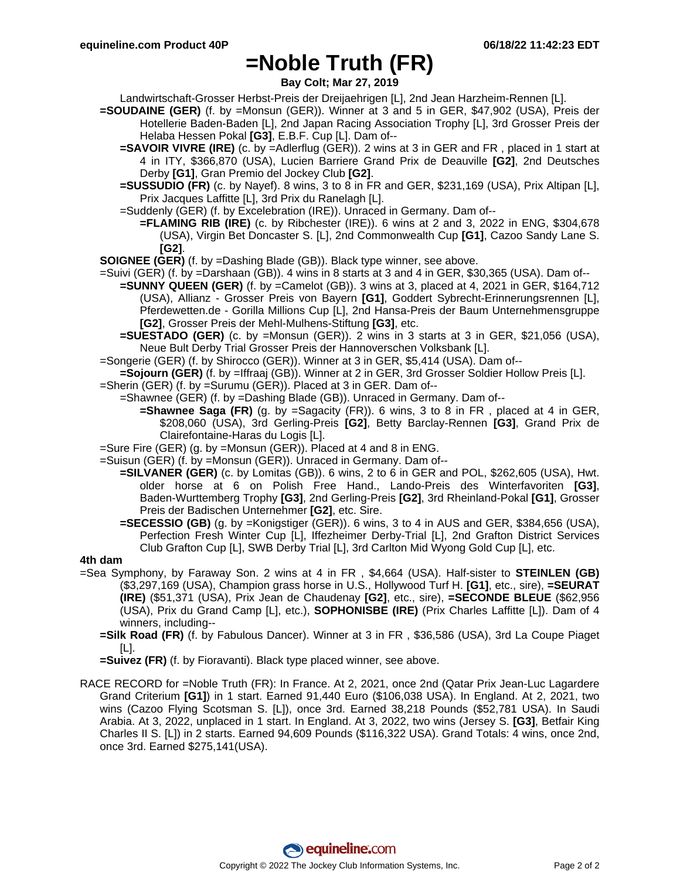# =Noble Truth (FR)

**Bay Colt; Mar 27, 2019**

Landwirtschaft-Grosser Herbst-Preis der Dreijaehrigen [L], 2nd Jean Harzheim-Rennen [L].

**=SOUDAINE (GER)** (f. by =Monsun (GER)). Winner at 3 and 5 in GER, $47,902 (USA), Preis der Hotellerie Baden-Baden [L], 2nd Japan Racing Association Trophy [L], 3rd Grosser Preis der Helaba Hessen Pokal **[G3]**, E.B.F. Cup [L]. Dam of--

**=SAVOIR VIVRE (IRE)** (c. by =Adlerflug (GER)). 2 wins at 3 in GER and FR , placed in 1 start at 4 in ITY, $366,870 (USA), Lucien Barriere Grand Prix de Deauville **[G2]**, 2nd Deutsches Derby **[G1]**, Gran Premio del Jockey Club **[G2]**.

**=SUSSUDIO (FR)** (c. by Nayef). 8 wins, 3 to 8 in FR and GER, $231,169 (USA), Prix Altipan [L], Prix Jacques Laffitte [L], 3rd Prix du Ranelagh [L].

=Suddenly (GER) (f. by Excelebration (IRE)). Unraced in Germany. Dam of--

**=FLAMING RIB (IRE)** (c. by Ribchester (IRE)). 6 wins at 2 and 3, 2022 in ENG, $304,678 (USA), Virgin Bet Doncaster S. [L], 2nd Commonwealth Cup **[G1]**, Cazoo Sandy Lane S. **[G2]**.

**SOIGNEE (GER)** (f. by =Dashing Blade (GB)). Black type winner, see above.

=Suivi (GER) (f. by =Darshaan (GB)). 4 wins in 8 starts at 3 and 4 in GER, $30,365 (USA). Dam of--

**=SUNNY QUEEN (GER)** (f. by =Camelot (GB)). 3 wins at 3, placed at 4, 2021 in GER, $164,712 (USA), Allianz - Grosser Preis von Bayern **[G1]**, Goddert Sybrecht-Erinnerungsrennen [L], Pferdewetten.de - Gorilla Millions Cup [L], 2nd Hansa-Preis der Baum Unternehmensgruppe **[G2]**, Grosser Preis der Mehl-Mulhens-Stiftung **[G3]**, etc.

**=SUESTADO (GER)** (c. by =Monsun (GER)). 2 wins in 3 starts at 3 in GER, $21,056 (USA), Neue Bult Derby Trial Grosser Preis der Hannoverschen Volksbank [L].

=Songerie (GER) (f. by Shirocco (GER)). Winner at 3 in GER, $5,414 (USA). Dam of--

**=Sojourn (GER)** (f. by =Iffraaj (GB)). Winner at 2 in GER, 3rd Grosser Soldier Hollow Preis [L].

=Sherin (GER) (f. by =Surumu (GER)). Placed at 3 in GER. Dam of--

=Shawnee (GER) (f. by =Dashing Blade (GB)). Unraced in Germany. Dam of--

**=Shawnee Saga (FR)** (g. by =Sagacity (FR)). 6 wins, 3 to 8 in FR , placed at 4 in GER, $208,060 (USA), 3rd Gerling-Preis **[G2]**, Betty Barclay-Rennen **[G3]**, Grand Prix de Clairefontaine-Haras du Logis [L].

=Sure Fire (GER) (g. by =Monsun (GER)). Placed at 4 and 8 in ENG.

=Suisun (GER) (f. by =Monsun (GER)). Unraced in Germany. Dam of--

**=SILVANER (GER)** (c. by Lomitas (GB)). 6 wins, 2 to 6 in GER and POL, $262,605 (USA), Hwt. older horse at 6 on Polish Free Hand., Lando-Preis des Winterfavoriten **[G3]**, Baden-Wurttemberg Trophy **[G3]**, 2nd Gerling-Preis **[G2]**, 3rd Rheinland-Pokal **[G1]**, Grosser Preis der Badischen Unternehmer **[G2]**, etc. Sire.

**=SECESSIO (GB)** (g. by =Konigstiger (GER)). 6 wins, 3 to 4 in AUS and GER, $384,656 (USA), Perfection Fresh Winter Cup [L], Iffezheimer Derby-Trial [L], 2nd Grafton District Services Club Grafton Cup [L], SWB Derby Trial [L], 3rd Carlton Mid Wyong Gold Cup [L], etc.

**4th dam**

=Sea Symphony, by Faraway Son. 2 wins at 4 in FR , $4,664 (USA). Half-sister to **STEINLEN (GB)** ($3,297,169 (USA), Champion grass horse in U.S., Hollywood Turf H. **[G1]**, etc., sire), **=SEURAT (IRE)** ($51,371 (USA), Prix Jean de Chaudenay **[G2]**, etc., sire), **=SECONDE BLEUE** ($62,956 (USA), Prix du Grand Camp [L], etc.), **SOPHONISBE (IRE)** (Prix Charles Laffitte [L]). Dam of 4 winners, including--

**=Silk Road (FR)** (f. by Fabulous Dancer). Winner at 3 in FR , $36,586 (USA), 3rd La Coupe Piaget [L].

**=Suivez (FR)** (f. by Fioravanti). Black type placed winner, see above.

RACE RECORD for =Noble Truth (FR): In France. At 2, 2021, once 2nd (Qatar Prix Jean-Luc Lagardere Grand Criterium **[G1]**) in 1 start. Earned 91,440 Euro ($106,038 USA). In England. At 2, 2021, two wins (Cazoo Flying Scotsman S. [L]), once 3rd. Earned 38,218 Pounds ($52,781 USA). In Saudi Arabia. At 3, 2022, unplaced in 1 start. In England. At 3, 2022, two wins (Jersey S. **[G3]**, Betfair King Charles II S. [L]) in 2 starts. Earned 94,609 Pounds ($116,322 USA). Grand Totals: 4 wins, once 2nd, once 3rd. Earned $275,141(USA).